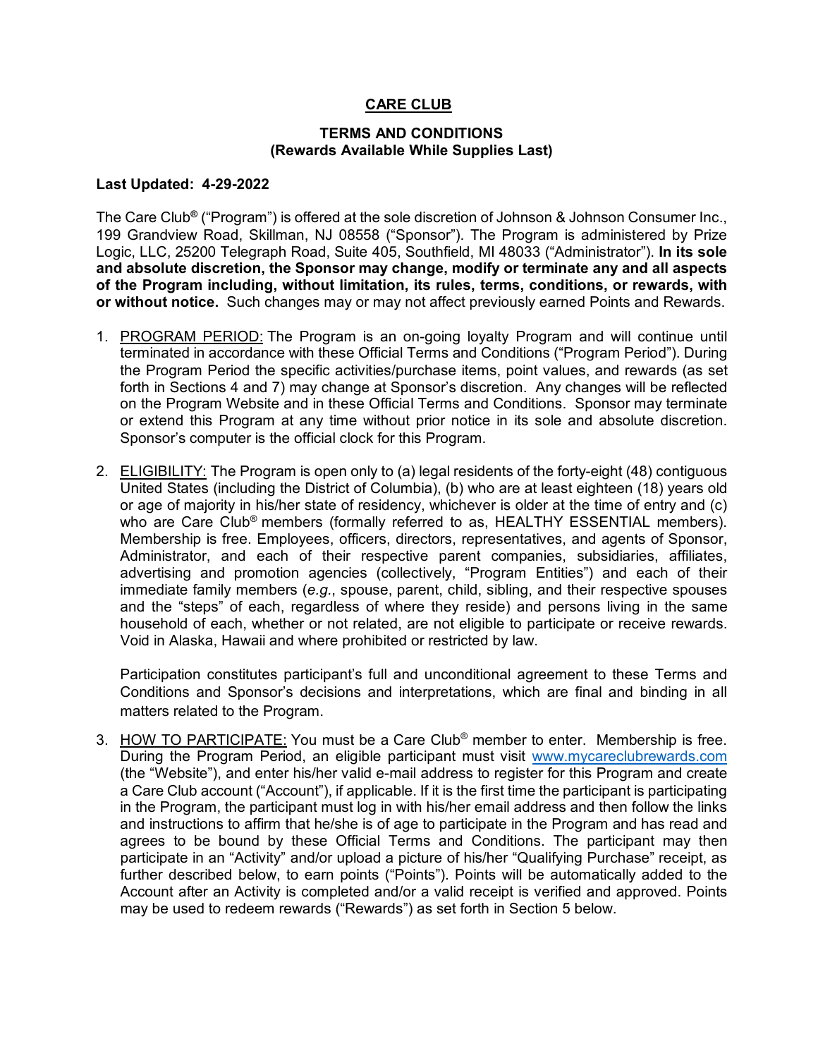# CARE CLUB

## TERMS AND CONDITIONS
## (Rewards Available While Supplies Last)

**Last Updated: 4-29-2022**

The Care Club® ("Program") is offered at the sole discretion of Johnson & Johnson Consumer Inc., 199 Grandview Road, Skillman, NJ 08558 ("Sponsor"). The Program is administered by Prize Logic, LLC, 25200 Telegraph Road, Suite 405, Southfield, MI 48033 ("Administrator"). **In its sole and absolute discretion, the Sponsor may change, modify or terminate any and all aspects of the Program including, without limitation, its rules, terms, conditions, or rewards, with or without notice.** Such changes may or may not affect previously earned Points and Rewards.

1. PROGRAM PERIOD: The Program is an on-going loyalty Program and will continue until terminated in accordance with these Official Terms and Conditions ("Program Period"). During the Program Period the specific activities/purchase items, point values, and rewards (as set forth in Sections 4 and 7) may change at Sponsor's discretion. Any changes will be reflected on the Program Website and in these Official Terms and Conditions. Sponsor may terminate or extend this Program at any time without prior notice in its sole and absolute discretion. Sponsor's computer is the official clock for this Program.

2. ELIGIBILITY: The Program is open only to (a) legal residents of the forty-eight (48) contiguous United States (including the District of Columbia), (b) who are at least eighteen (18) years old or age of majority in his/her state of residency, whichever is older at the time of entry and (c) who are Care Club® members (formally referred to as, HEALTHY ESSENTIAL members). Membership is free. Employees, officers, directors, representatives, and agents of Sponsor, Administrator, and each of their respective parent companies, subsidiaries, affiliates, advertising and promotion agencies (collectively, "Program Entities") and each of their immediate family members (*e.g.*, spouse, parent, child, sibling, and their respective spouses and the "steps" of each, regardless of where they reside) and persons living in the same household of each, whether or not related, are not eligible to participate or receive rewards. Void in Alaska, Hawaii and where prohibited or restricted by law.

   Participation constitutes participant's full and unconditional agreement to these Terms and Conditions and Sponsor's decisions and interpretations, which are final and binding in all matters related to the Program.

3. HOW TO PARTICIPATE: You must be a Care Club® member to enter. Membership is free. During the Program Period, an eligible participant must visit www.mycareclubrewards.com (the "Website"), and enter his/her valid e-mail address to register for this Program and create a Care Club account ("Account"), if applicable. If it is the first time the participant is participating in the Program, the participant must log in with his/her email address and then follow the links and instructions to affirm that he/she is of age to participate in the Program and has read and agrees to be bound by these Official Terms and Conditions. The participant may then participate in an "Activity" and/or upload a picture of his/her "Qualifying Purchase" receipt, as further described below, to earn points ("Points"). Points will be automatically added to the Account after an Activity is completed and/or a valid receipt is verified and approved. Points may be used to redeem rewards ("Rewards") as set forth in Section 5 below.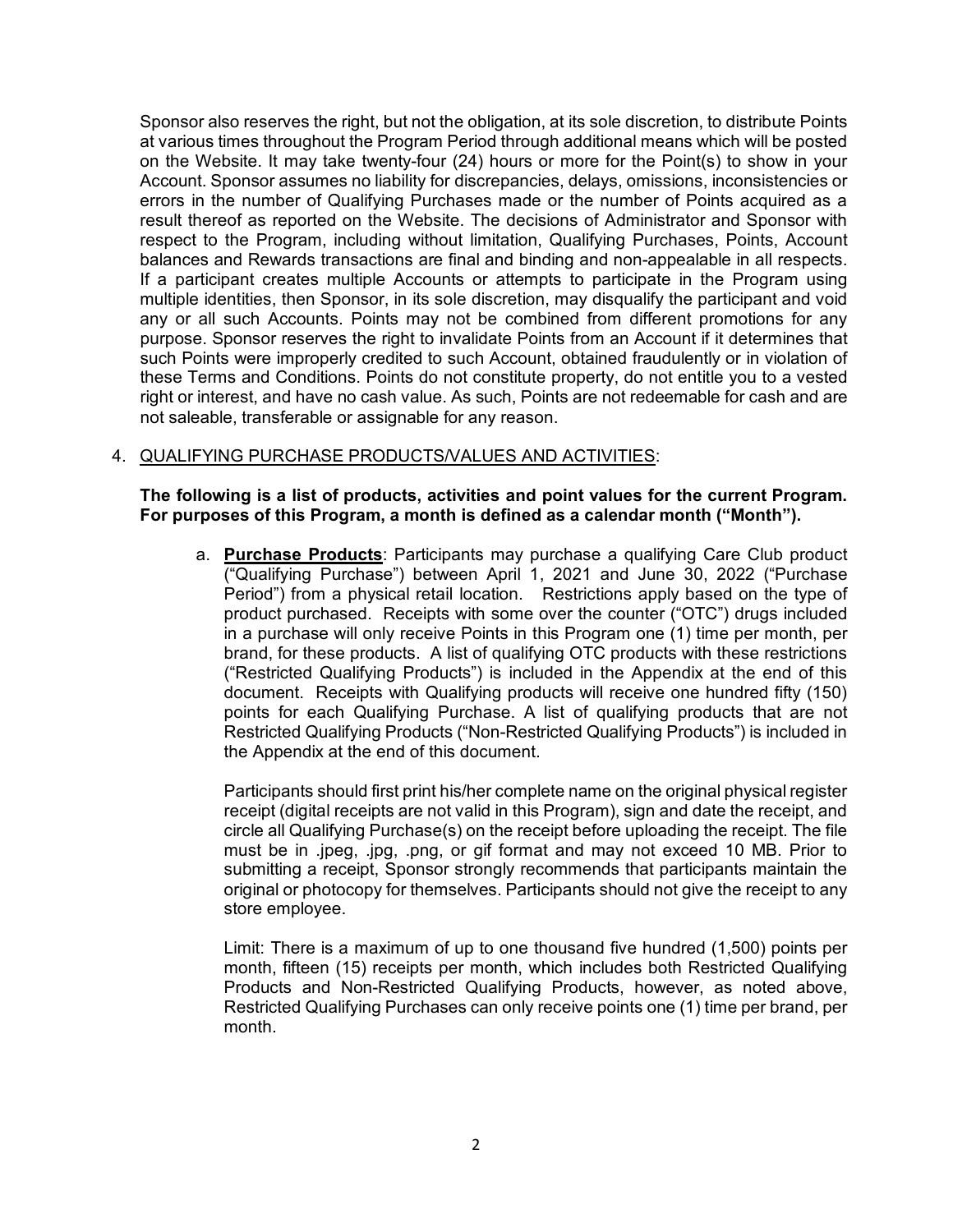Sponsor also reserves the right, but not the obligation, at its sole discretion, to distribute Points at various times throughout the Program Period through additional means which will be posted on the Website. It may take twenty-four (24) hours or more for the Point(s) to show in your Account. Sponsor assumes no liability for discrepancies, delays, omissions, inconsistencies or errors in the number of Qualifying Purchases made or the number of Points acquired as a result thereof as reported on the Website. The decisions of Administrator and Sponsor with respect to the Program, including without limitation, Qualifying Purchases, Points, Account balances and Rewards transactions are final and binding and non-appealable in all respects. If a participant creates multiple Accounts or attempts to participate in the Program using multiple identities, then Sponsor, in its sole discretion, may disqualify the participant and void any or all such Accounts. Points may not be combined from different promotions for any purpose. Sponsor reserves the right to invalidate Points from an Account if it determines that such Points were improperly credited to such Account, obtained fraudulently or in violation of these Terms and Conditions. Points do not constitute property, do not entitle you to a vested right or interest, and have no cash value. As such, Points are not redeemable for cash and are not saleable, transferable or assignable for any reason.

4. QUALIFYING PURCHASE PRODUCTS/VALUES AND ACTIVITIES:

**The following is a list of products, activities and point values for the current Program. For purposes of this Program, a month is defined as a calendar month ("Month").**

a. **Purchase Products**: Participants may purchase a qualifying Care Club product ("Qualifying Purchase") between April 1, 2021 and June 30, 2022 ("Purchase Period") from a physical retail location. Restrictions apply based on the type of product purchased. Receipts with some over the counter ("OTC") drugs included in a purchase will only receive Points in this Program one (1) time per month, per brand, for these products. A list of qualifying OTC products with these restrictions ("Restricted Qualifying Products") is included in the Appendix at the end of this document. Receipts with Qualifying products will receive one hundred fifty (150) points for each Qualifying Purchase. A list of qualifying products that are not Restricted Qualifying Products ("Non-Restricted Qualifying Products") is included in the Appendix at the end of this document.

   Participants should first print his/her complete name on the original physical register receipt (digital receipts are not valid in this Program), sign and date the receipt, and circle all Qualifying Purchase(s) on the receipt before uploading the receipt. The file must be in .jpeg, .jpg, .png, or gif format and may not exceed 10 MB. Prior to submitting a receipt, Sponsor strongly recommends that participants maintain the original or photocopy for themselves. Participants should not give the receipt to any store employee.

   Limit: There is a maximum of up to one thousand five hundred (1,500) points per month, fifteen (15) receipts per month, which includes both Restricted Qualifying Products and Non-Restricted Qualifying Products, however, as noted above, Restricted Qualifying Purchases can only receive points one (1) time per brand, per month.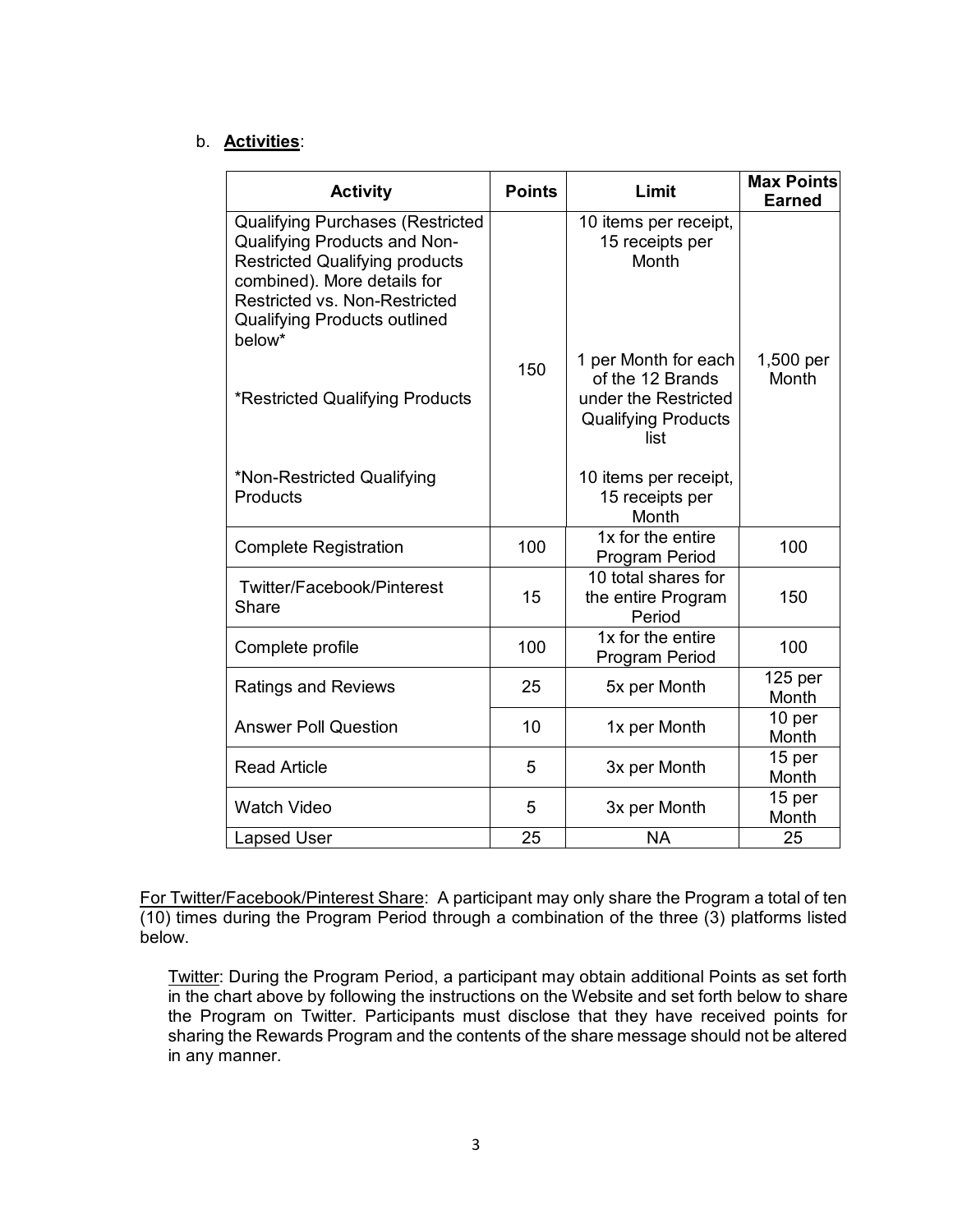b. **Activities**:

| Activity | Points | Limit | Max Points Earned |
|---|---|---|---|
| Qualifying Purchases (Restricted Qualifying Products and Non-Restricted Qualifying products combined). More details for Restricted vs. Non-Restricted Qualifying Products outlined below* | 150 | 10 items per receipt, 15 receipts per Month | 1,500 per Month |
| *Restricted Qualifying Products | | 1 per Month for each of the 12 Brands under the Restricted Qualifying Products list | |
| *Non-Restricted Qualifying Products | | 10 items per receipt, 15 receipts per Month | |
| Complete Registration | 100 | 1x for the entire Program Period | 100 |
| Twitter/Facebook/Pinterest Share | 15 | 10 total shares for the entire Program Period | 150 |
| Complete profile | 100 | 1x for the entire Program Period | 100 |
| Ratings and Reviews | 25 | 5x per Month | 125 per Month |
| Answer Poll Question | 10 | 1x per Month | 10 per Month |
| Read Article | 5 | 3x per Month | 15 per Month |
| Watch Video | 5 | 3x per Month | 15 per Month |
| Lapsed User | 25 | NA | 25 |

For Twitter/Facebook/Pinterest Share: A participant may only share the Program a total of ten (10) times during the Program Period through a combination of the three (3) platforms listed below.

Twitter: During the Program Period, a participant may obtain additional Points as set forth in the chart above by following the instructions on the Website and set forth below to share the Program on Twitter. Participants must disclose that they have received points for sharing the Rewards Program and the contents of the share message should not be altered in any manner.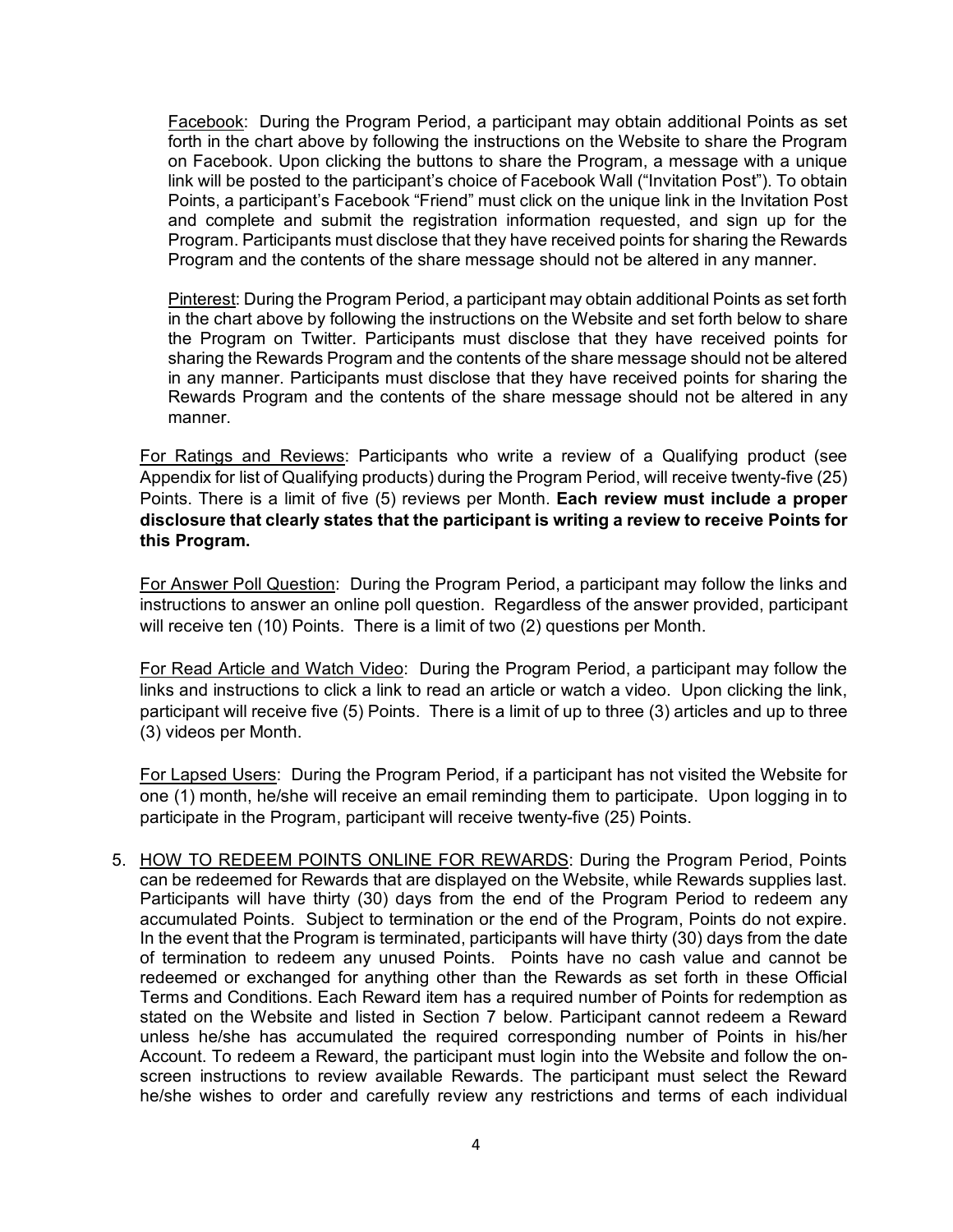Facebook: During the Program Period, a participant may obtain additional Points as set forth in the chart above by following the instructions on the Website to share the Program on Facebook. Upon clicking the buttons to share the Program, a message with a unique link will be posted to the participant's choice of Facebook Wall ("Invitation Post"). To obtain Points, a participant's Facebook "Friend" must click on the unique link in the Invitation Post and complete and submit the registration information requested, and sign up for the Program. Participants must disclose that they have received points for sharing the Rewards Program and the contents of the share message should not be altered in any manner.

Pinterest: During the Program Period, a participant may obtain additional Points as set forth in the chart above by following the instructions on the Website and set forth below to share the Program on Twitter. Participants must disclose that they have received points for sharing the Rewards Program and the contents of the share message should not be altered in any manner. Participants must disclose that they have received points for sharing the Rewards Program and the contents of the share message should not be altered in any manner.

For Ratings and Reviews: Participants who write a review of a Qualifying product (see Appendix for list of Qualifying products) during the Program Period, will receive twenty-five (25) Points. There is a limit of five (5) reviews per Month. **Each review must include a proper disclosure that clearly states that the participant is writing a review to receive Points for this Program.**

For Answer Poll Question: During the Program Period, a participant may follow the links and instructions to answer an online poll question. Regardless of the answer provided, participant will receive ten (10) Points. There is a limit of two (2) questions per Month.

For Read Article and Watch Video: During the Program Period, a participant may follow the links and instructions to click a link to read an article or watch a video. Upon clicking the link, participant will receive five (5) Points. There is a limit of up to three (3) articles and up to three (3) videos per Month.

For Lapsed Users: During the Program Period, if a participant has not visited the Website for one (1) month, he/she will receive an email reminding them to participate. Upon logging in to participate in the Program, participant will receive twenty-five (25) Points.

5. HOW TO REDEEM POINTS ONLINE FOR REWARDS: During the Program Period, Points can be redeemed for Rewards that are displayed on the Website, while Rewards supplies last. Participants will have thirty (30) days from the end of the Program Period to redeem any accumulated Points. Subject to termination or the end of the Program, Points do not expire. In the event that the Program is terminated, participants will have thirty (30) days from the date of termination to redeem any unused Points. Points have no cash value and cannot be redeemed or exchanged for anything other than the Rewards as set forth in these Official Terms and Conditions. Each Reward item has a required number of Points for redemption as stated on the Website and listed in Section 7 below. Participant cannot redeem a Reward unless he/she has accumulated the required corresponding number of Points in his/her Account. To redeem a Reward, the participant must login into the Website and follow the on-screen instructions to review available Rewards. The participant must select the Reward he/she wishes to order and carefully review any restrictions and terms of each individual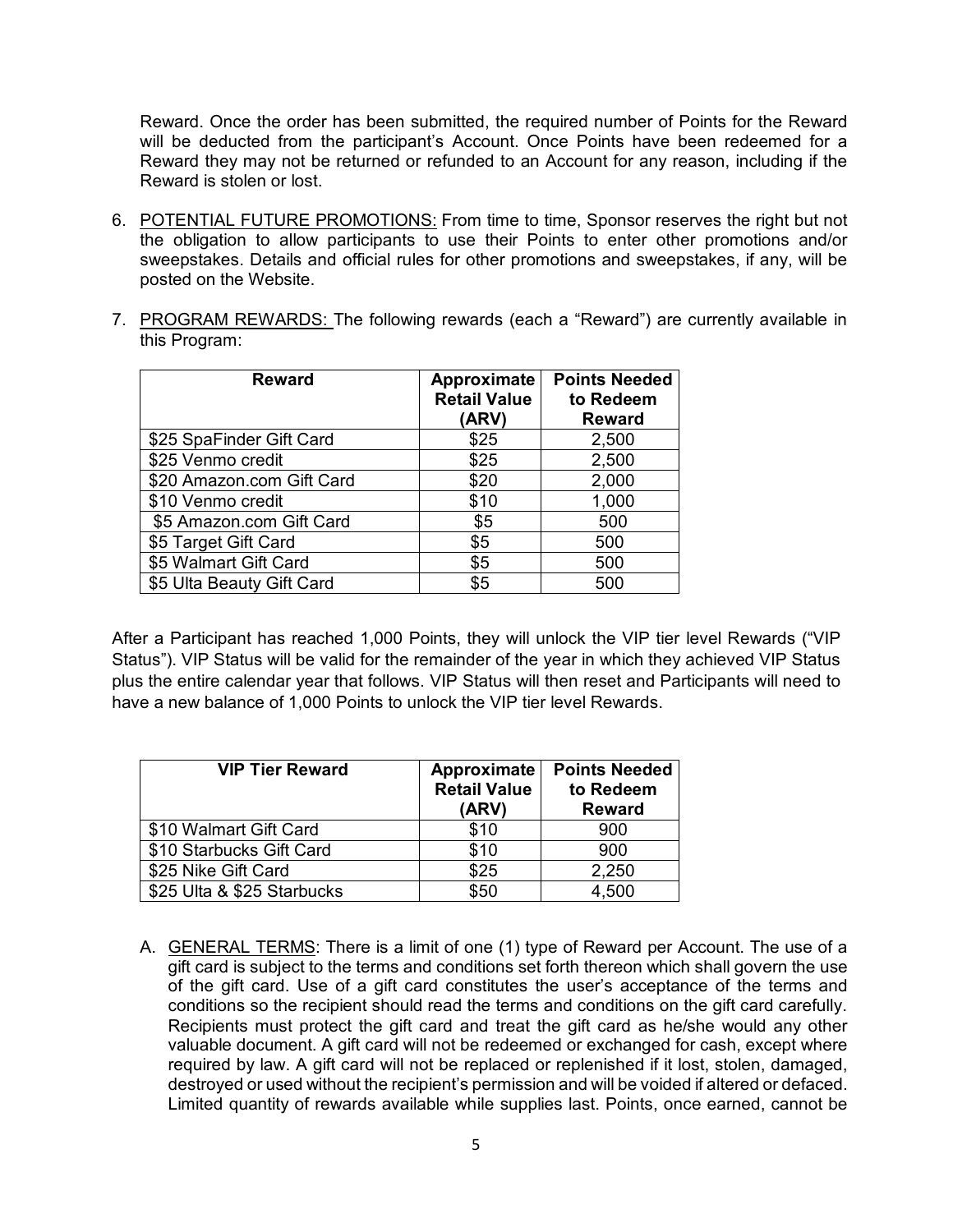Reward. Once the order has been submitted, the required number of Points for the Reward will be deducted from the participant's Account. Once Points have been redeemed for a Reward they may not be returned or refunded to an Account for any reason, including if the Reward is stolen or lost.

6. <u>POTENTIAL FUTURE PROMOTIONS:</u> From time to time, Sponsor reserves the right but not the obligation to allow participants to use their Points to enter other promotions and/or sweepstakes. Details and official rules for other promotions and sweepstakes, if any, will be posted on the Website.

7. <u>PROGRAM REWARDS:</u> The following rewards (each a "Reward") are currently available in this Program:

| Reward | Approximate Retail Value (ARV) | Points Needed to Redeem Reward |
|---|---|---|
| $25 SpaFinder Gift Card | $25 | 2,500 |
| $25 Venmo credit | $25 | 2,500 |
| $20 Amazon.com Gift Card | $20 | 2,000 |
| $10 Venmo credit | $10 | 1,000 |
| $5 Amazon.com Gift Card | $5 | 500 |
| $5 Target Gift Card | $5 | 500 |
| $5 Walmart Gift Card | $5 | 500 |
| $5 Ulta Beauty Gift Card | $5 | 500 |

After a Participant has reached 1,000 Points, they will unlock the VIP tier level Rewards ("VIP Status"). VIP Status will be valid for the remainder of the year in which they achieved VIP Status plus the entire calendar year that follows. VIP Status will then reset and Participants will need to have a new balance of 1,000 Points to unlock the VIP tier level Rewards.

| VIP Tier Reward | Approximate Retail Value (ARV) | Points Needed to Redeem Reward |
|---|---|---|
| $10 Walmart Gift Card | $10 | 900 |
| $10 Starbucks Gift Card | $10 | 900 |
| $25 Nike Gift Card | $25 | 2,250 |
| $25 Ulta & $25 Starbucks | $50 | 4,500 |

A. <u>GENERAL TERMS</u>: There is a limit of one (1) type of Reward per Account. The use of a gift card is subject to the terms and conditions set forth thereon which shall govern the use of the gift card. Use of a gift card constitutes the user's acceptance of the terms and conditions so the recipient should read the terms and conditions on the gift card carefully. Recipients must protect the gift card and treat the gift card as he/she would any other valuable document. A gift card will not be redeemed or exchanged for cash, except where required by law. A gift card will not be replaced or replenished if it lost, stolen, damaged, destroyed or used without the recipient's permission and will be voided if altered or defaced. Limited quantity of rewards available while supplies last. Points, once earned, cannot be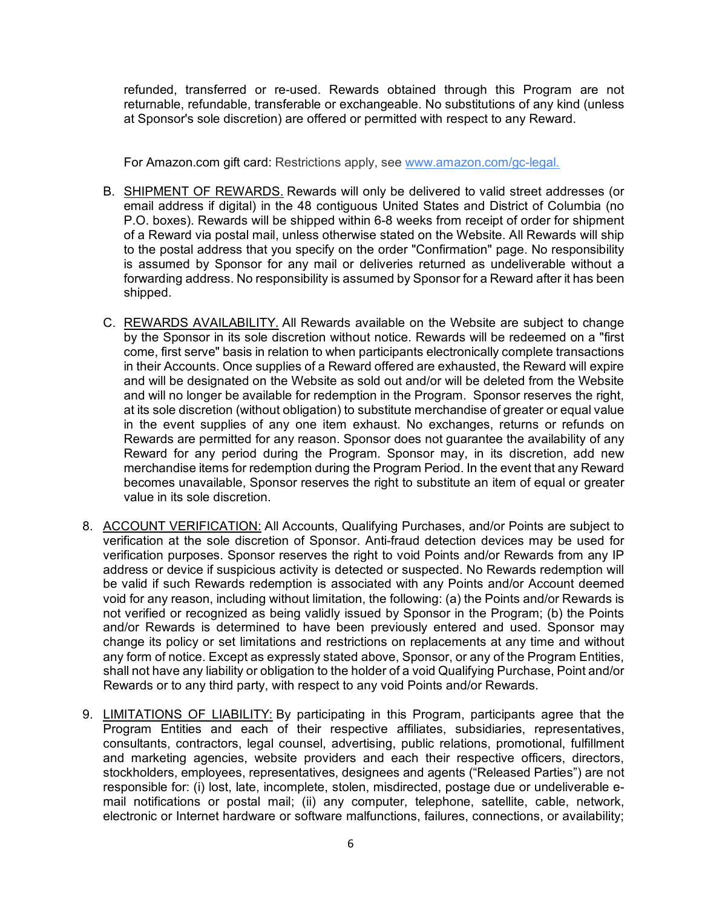refunded, transferred or re-used. Rewards obtained through this Program are not returnable, refundable, transferable or exchangeable. No substitutions of any kind (unless at Sponsor's sole discretion) are offered or permitted with respect to any Reward.

For Amazon.com gift card: Restrictions apply, see [www.amazon.com/gc-legal.](http://www.amazon.com/gc-legal)

B. SHIPMENT OF REWARDS. Rewards will only be delivered to valid street addresses (or email address if digital) in the 48 contiguous United States and District of Columbia (no P.O. boxes). Rewards will be shipped within 6-8 weeks from receipt of order for shipment of a Reward via postal mail, unless otherwise stated on the Website. All Rewards will ship to the postal address that you specify on the order "Confirmation" page. No responsibility is assumed by Sponsor for any mail or deliveries returned as undeliverable without a forwarding address. No responsibility is assumed by Sponsor for a Reward after it has been shipped.

C. REWARDS AVAILABILITY. All Rewards available on the Website are subject to change by the Sponsor in its sole discretion without notice. Rewards will be redeemed on a "first come, first serve" basis in relation to when participants electronically complete transactions in their Accounts. Once supplies of a Reward offered are exhausted, the Reward will expire and will be designated on the Website as sold out and/or will be deleted from the Website and will no longer be available for redemption in the Program. Sponsor reserves the right, at its sole discretion (without obligation) to substitute merchandise of greater or equal value in the event supplies of any one item exhaust. No exchanges, returns or refunds on Rewards are permitted for any reason. Sponsor does not guarantee the availability of any Reward for any period during the Program. Sponsor may, in its discretion, add new merchandise items for redemption during the Program Period. In the event that any Reward becomes unavailable, Sponsor reserves the right to substitute an item of equal or greater value in its sole discretion.

8. ACCOUNT VERIFICATION: All Accounts, Qualifying Purchases, and/or Points are subject to verification at the sole discretion of Sponsor. Anti-fraud detection devices may be used for verification purposes. Sponsor reserves the right to void Points and/or Rewards from any IP address or device if suspicious activity is detected or suspected. No Rewards redemption will be valid if such Rewards redemption is associated with any Points and/or Account deemed void for any reason, including without limitation, the following: (a) the Points and/or Rewards is not verified or recognized as being validly issued by Sponsor in the Program; (b) the Points and/or Rewards is determined to have been previously entered and used. Sponsor may change its policy or set limitations and restrictions on replacements at any time and without any form of notice. Except as expressly stated above, Sponsor, or any of the Program Entities, shall not have any liability or obligation to the holder of a void Qualifying Purchase, Point and/or Rewards or to any third party, with respect to any void Points and/or Rewards.

9. LIMITATIONS OF LIABILITY: By participating in this Program, participants agree that the Program Entities and each of their respective affiliates, subsidiaries, representatives, consultants, contractors, legal counsel, advertising, public relations, promotional, fulfillment and marketing agencies, website providers and each their respective officers, directors, stockholders, employees, representatives, designees and agents ("Released Parties") are not responsible for: (i) lost, late, incomplete, stolen, misdirected, postage due or undeliverable e-mail notifications or postal mail; (ii) any computer, telephone, satellite, cable, network, electronic or Internet hardware or software malfunctions, failures, connections, or availability;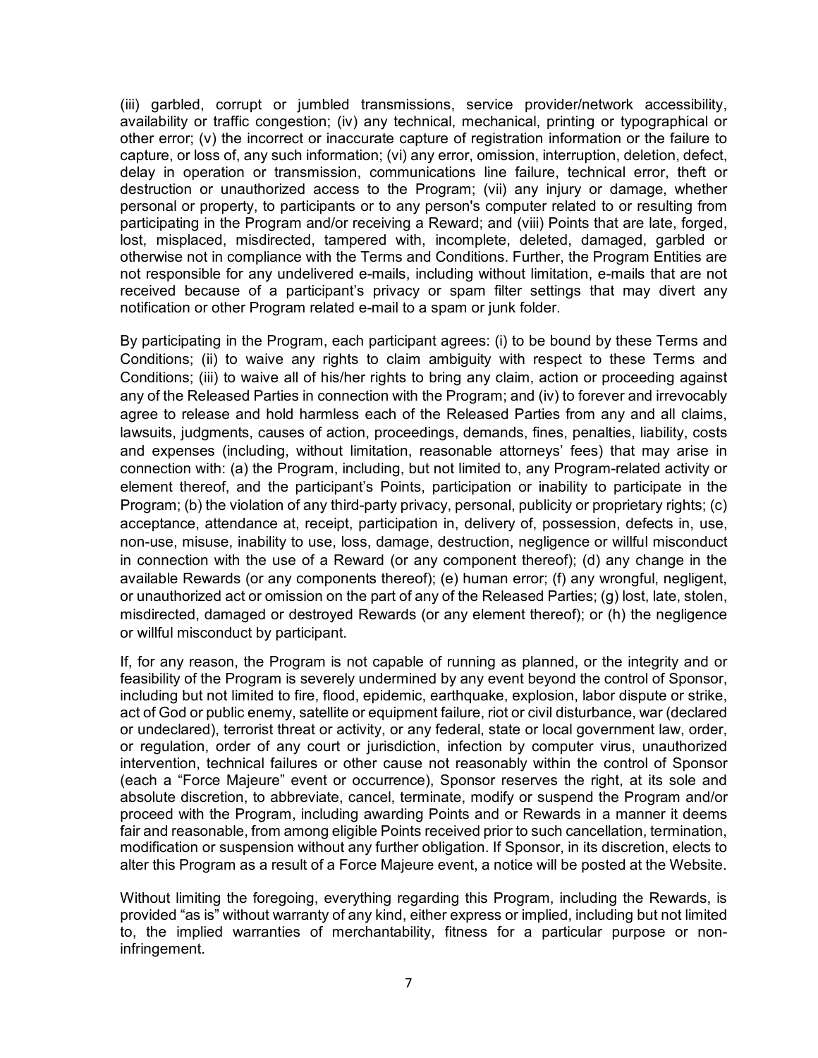(iii) garbled, corrupt or jumbled transmissions, service provider/network accessibility, availability or traffic congestion; (iv) any technical, mechanical, printing or typographical or other error; (v) the incorrect or inaccurate capture of registration information or the failure to capture, or loss of, any such information; (vi) any error, omission, interruption, deletion, defect, delay in operation or transmission, communications line failure, technical error, theft or destruction or unauthorized access to the Program; (vii) any injury or damage, whether personal or property, to participants or to any person's computer related to or resulting from participating in the Program and/or receiving a Reward; and (viii) Points that are late, forged, lost, misplaced, misdirected, tampered with, incomplete, deleted, damaged, garbled or otherwise not in compliance with the Terms and Conditions. Further, the Program Entities are not responsible for any undelivered e-mails, including without limitation, e-mails that are not received because of a participant's privacy or spam filter settings that may divert any notification or other Program related e-mail to a spam or junk folder.

By participating in the Program, each participant agrees: (i) to be bound by these Terms and Conditions; (ii) to waive any rights to claim ambiguity with respect to these Terms and Conditions; (iii) to waive all of his/her rights to bring any claim, action or proceeding against any of the Released Parties in connection with the Program; and (iv) to forever and irrevocably agree to release and hold harmless each of the Released Parties from any and all claims, lawsuits, judgments, causes of action, proceedings, demands, fines, penalties, liability, costs and expenses (including, without limitation, reasonable attorneys' fees) that may arise in connection with: (a) the Program, including, but not limited to, any Program-related activity or element thereof, and the participant's Points, participation or inability to participate in the Program; (b) the violation of any third-party privacy, personal, publicity or proprietary rights; (c) acceptance, attendance at, receipt, participation in, delivery of, possession, defects in, use, non-use, misuse, inability to use, loss, damage, destruction, negligence or willful misconduct in connection with the use of a Reward (or any component thereof); (d) any change in the available Rewards (or any components thereof); (e) human error; (f) any wrongful, negligent, or unauthorized act or omission on the part of any of the Released Parties; (g) lost, late, stolen, misdirected, damaged or destroyed Rewards (or any element thereof); or (h) the negligence or willful misconduct by participant.

If, for any reason, the Program is not capable of running as planned, or the integrity and or feasibility of the Program is severely undermined by any event beyond the control of Sponsor, including but not limited to fire, flood, epidemic, earthquake, explosion, labor dispute or strike, act of God or public enemy, satellite or equipment failure, riot or civil disturbance, war (declared or undeclared), terrorist threat or activity, or any federal, state or local government law, order, or regulation, order of any court or jurisdiction, infection by computer virus, unauthorized intervention, technical failures or other cause not reasonably within the control of Sponsor (each a "Force Majeure" event or occurrence), Sponsor reserves the right, at its sole and absolute discretion, to abbreviate, cancel, terminate, modify or suspend the Program and/or proceed with the Program, including awarding Points and or Rewards in a manner it deems fair and reasonable, from among eligible Points received prior to such cancellation, termination, modification or suspension without any further obligation. If Sponsor, in its discretion, elects to alter this Program as a result of a Force Majeure event, a notice will be posted at the Website.

Without limiting the foregoing, everything regarding this Program, including the Rewards, is provided "as is" without warranty of any kind, either express or implied, including but not limited to, the implied warranties of merchantability, fitness for a particular purpose or non-infringement.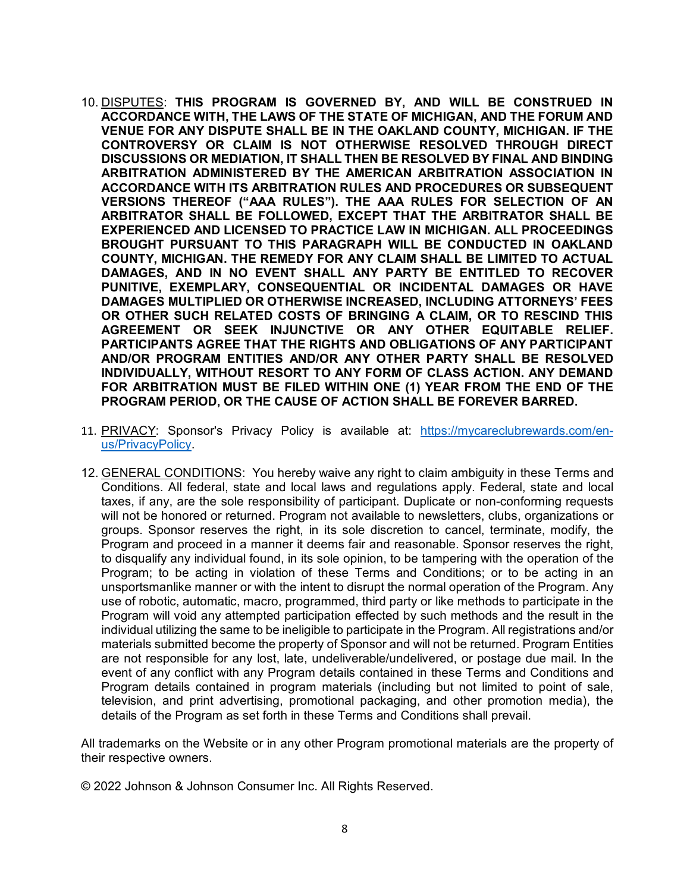10. DISPUTES: **THIS PROGRAM IS GOVERNED BY, AND WILL BE CONSTRUED IN ACCORDANCE WITH, THE LAWS OF THE STATE OF MICHIGAN, AND THE FORUM AND VENUE FOR ANY DISPUTE SHALL BE IN THE OAKLAND COUNTY, MICHIGAN. IF THE CONTROVERSY OR CLAIM IS NOT OTHERWISE RESOLVED THROUGH DIRECT DISCUSSIONS OR MEDIATION, IT SHALL THEN BE RESOLVED BY FINAL AND BINDING ARBITRATION ADMINISTERED BY THE AMERICAN ARBITRATION ASSOCIATION IN ACCORDANCE WITH ITS ARBITRATION RULES AND PROCEDURES OR SUBSEQUENT VERSIONS THEREOF ("AAA RULES"). THE AAA RULES FOR SELECTION OF AN ARBITRATOR SHALL BE FOLLOWED, EXCEPT THAT THE ARBITRATOR SHALL BE EXPERIENCED AND LICENSED TO PRACTICE LAW IN MICHIGAN. ALL PROCEEDINGS BROUGHT PURSUANT TO THIS PARAGRAPH WILL BE CONDUCTED IN OAKLAND COUNTY, MICHIGAN. THE REMEDY FOR ANY CLAIM SHALL BE LIMITED TO ACTUAL DAMAGES, AND IN NO EVENT SHALL ANY PARTY BE ENTITLED TO RECOVER PUNITIVE, EXEMPLARY, CONSEQUENTIAL OR INCIDENTAL DAMAGES OR HAVE DAMAGES MULTIPLIED OR OTHERWISE INCREASED, INCLUDING ATTORNEYS' FEES OR OTHER SUCH RELATED COSTS OF BRINGING A CLAIM, OR TO RESCIND THIS AGREEMENT OR SEEK INJUNCTIVE OR ANY OTHER EQUITABLE RELIEF. PARTICIPANTS AGREE THAT THE RIGHTS AND OBLIGATIONS OF ANY PARTICIPANT AND/OR PROGRAM ENTITIES AND/OR ANY OTHER PARTY SHALL BE RESOLVED INDIVIDUALLY, WITHOUT RESORT TO ANY FORM OF CLASS ACTION. ANY DEMAND FOR ARBITRATION MUST BE FILED WITHIN ONE (1) YEAR FROM THE END OF THE PROGRAM PERIOD, OR THE CAUSE OF ACTION SHALL BE FOREVER BARRED.**

11. PRIVACY: Sponsor's Privacy Policy is available at: https://mycareclubrewards.com/en-us/PrivacyPolicy.

12. GENERAL CONDITIONS: You hereby waive any right to claim ambiguity in these Terms and Conditions. All federal, state and local laws and regulations apply. Federal, state and local taxes, if any, are the sole responsibility of participant. Duplicate or non-conforming requests will not be honored or returned. Program not available to newsletters, clubs, organizations or groups. Sponsor reserves the right, in its sole discretion to cancel, terminate, modify, the Program and proceed in a manner it deems fair and reasonable. Sponsor reserves the right, to disqualify any individual found, in its sole opinion, to be tampering with the operation of the Program; to be acting in violation of these Terms and Conditions; or to be acting in an unsportsmanlike manner or with the intent to disrupt the normal operation of the Program. Any use of robotic, automatic, macro, programmed, third party or like methods to participate in the Program will void any attempted participation effected by such methods and the result in the individual utilizing the same to be ineligible to participate in the Program. All registrations and/or materials submitted become the property of Sponsor and will not be returned. Program Entities are not responsible for any lost, late, undeliverable/undelivered, or postage due mail. In the event of any conflict with any Program details contained in these Terms and Conditions and Program details contained in program materials (including but not limited to point of sale, television, and print advertising, promotional packaging, and other promotion media), the details of the Program as set forth in these Terms and Conditions shall prevail.

All trademarks on the Website or in any other Program promotional materials are the property of their respective owners.

© 2022 Johnson & Johnson Consumer Inc. All Rights Reserved.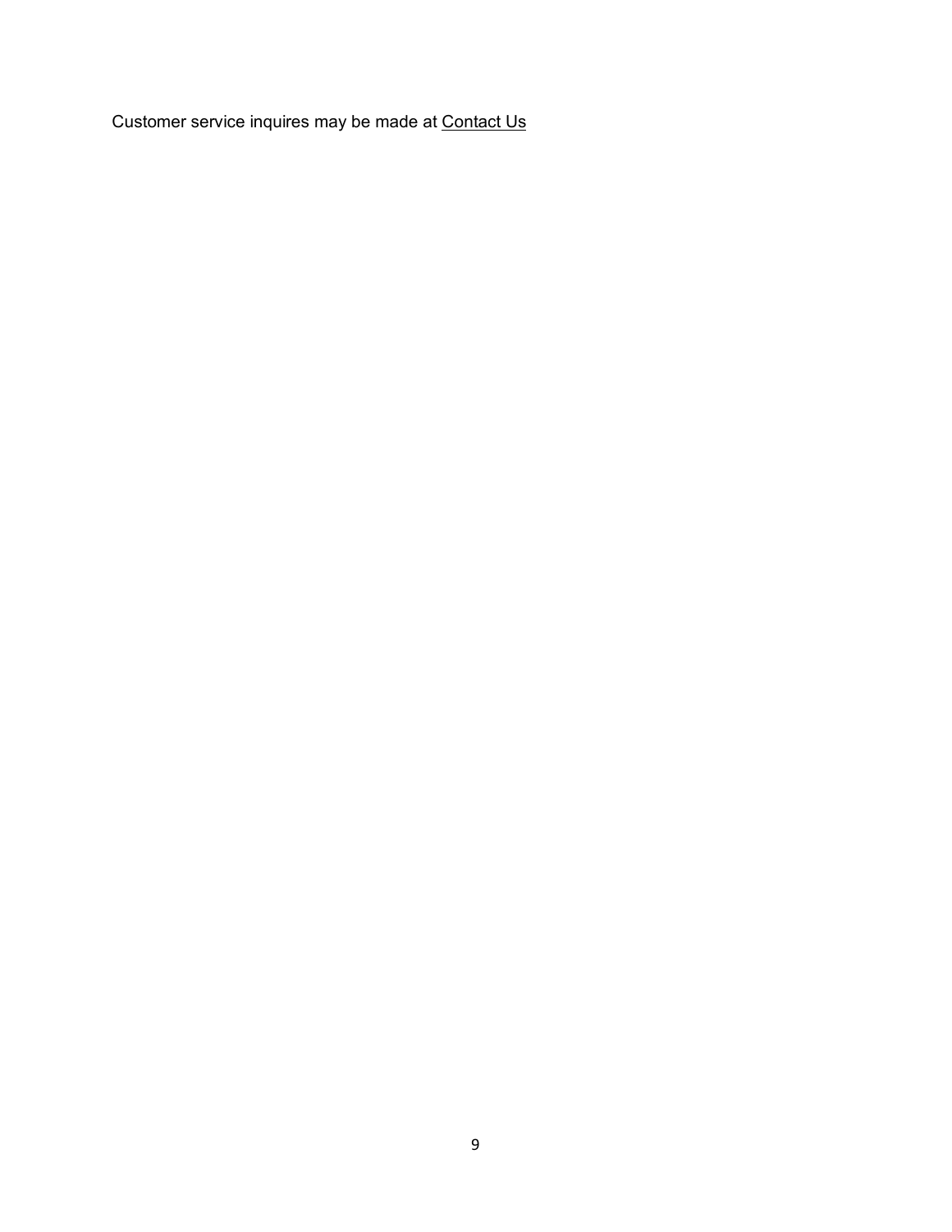Customer service inquires may be made at Contact Us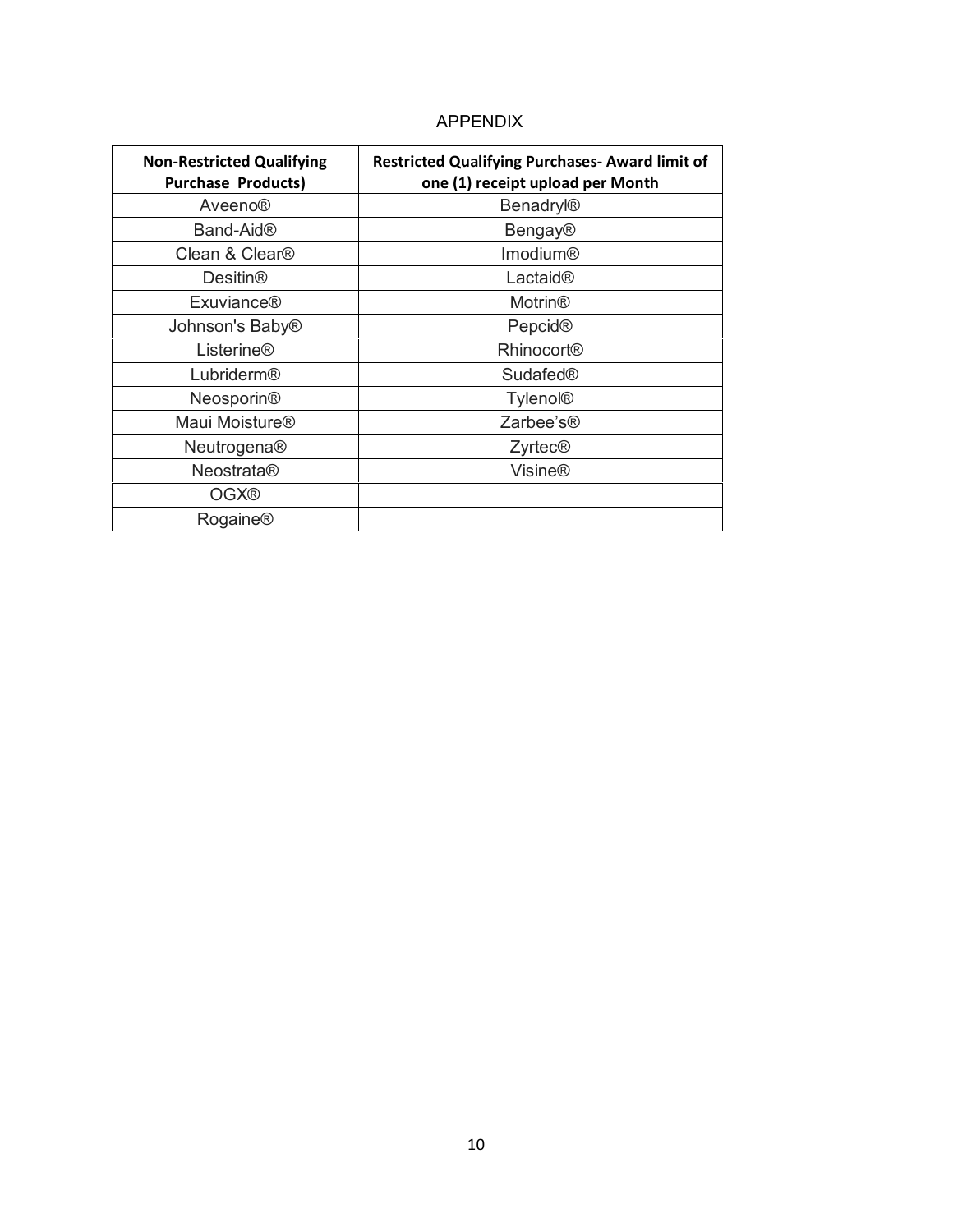# APPENDIX

| Non-Restricted Qualifying Purchase Products) | Restricted Qualifying Purchases- Award limit of one (1) receipt upload per Month |
|---|---|
| Aveeno® | Benadryl® |
| Band-Aid® | Bengay® |
| Clean & Clear® | Imodium® |
| Desitin® | Lactaid® |
| Exuviance® | Motrin® |
| Johnson's Baby® | Pepcid® |
| Listerine® | Rhinocort® |
| Lubriderm® | Sudafed® |
| Neosporin® | Tylenol® |
| Maui Moisture® | Zarbee's® |
| Neutrogena® | Zyrtec® |
| Neostrata® | Visine® |
| OGX® | |
| Rogaine® | |